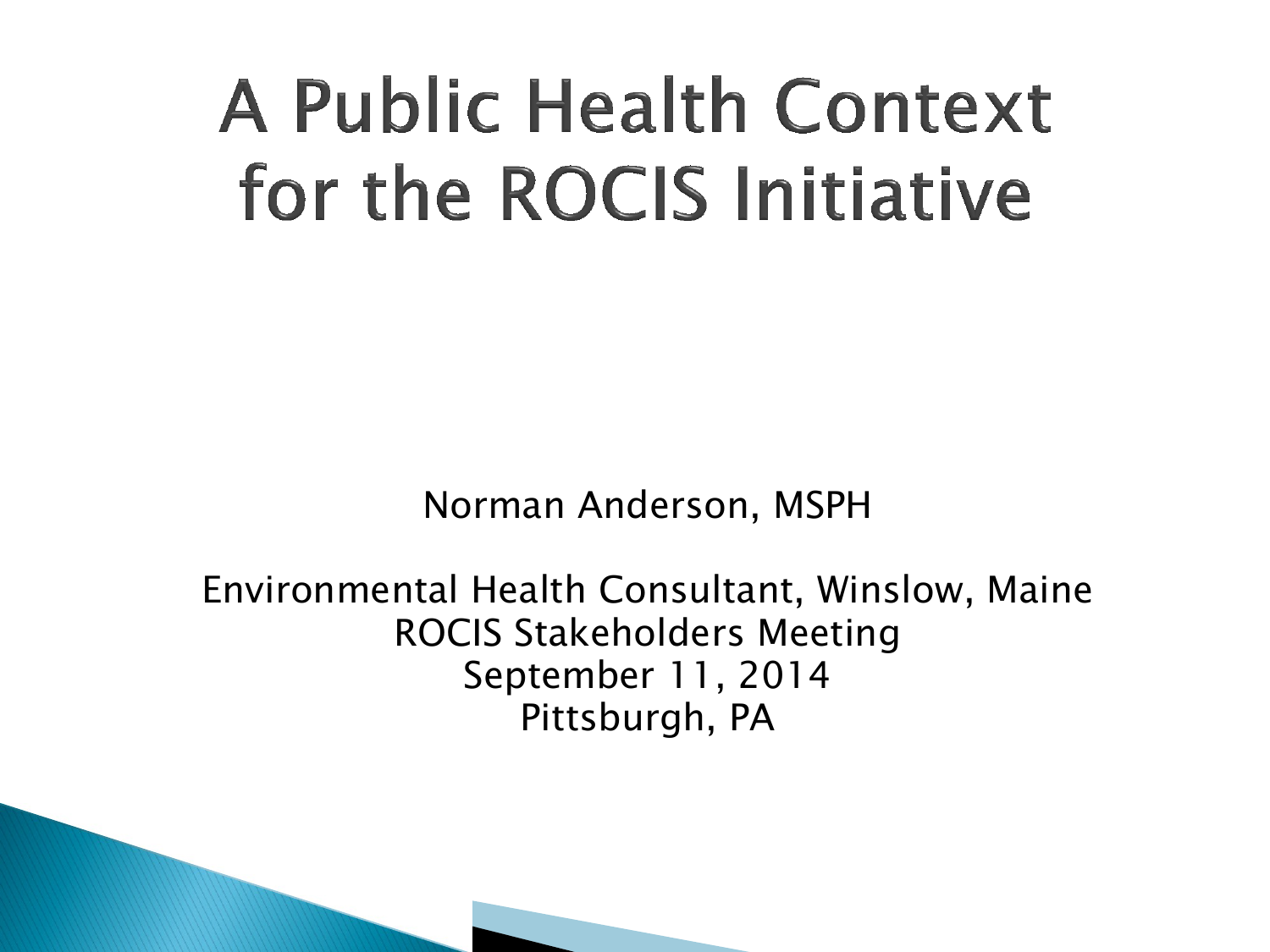# A Public Health Context for the ROCIS Initiative

Norman Anderson, MSPH

Environmental Health Consultant, Winslow, Maine
ROCIS Stakeholders Meeting
September 11, 2014
Pittsburgh, PA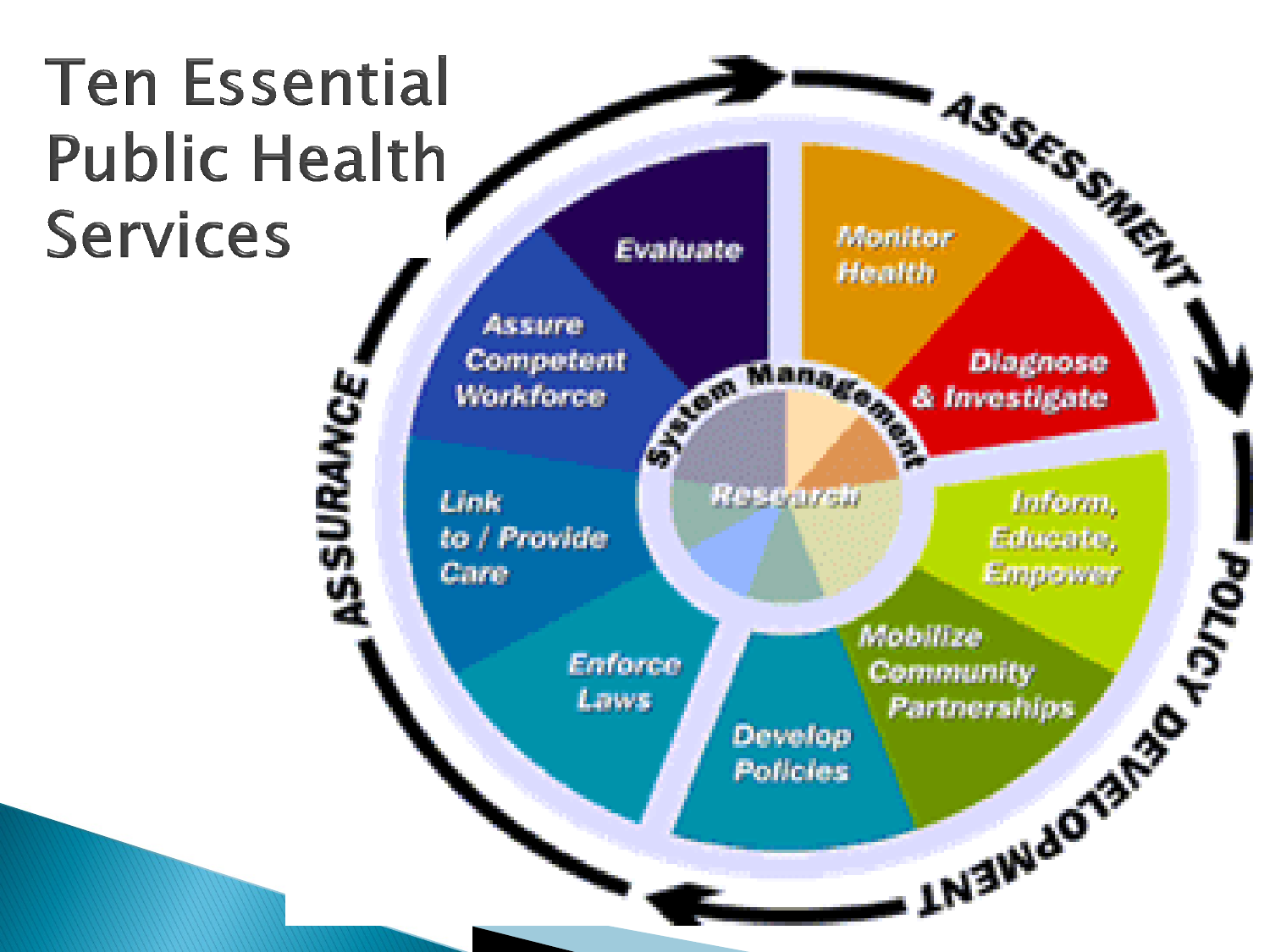# Ten Essential Public Health Services

ASSESSMENT

- Monitor Health
- Diagnose & Investigate

POLICY DEVELOPMENT

- Inform, Educate, Empower
- Mobilize Community Partnerships
- Develop Policies

ASSURANCE

- Enforce Laws
- Link to / Provide Care
- Assure Competent Workforce
- Evaluate

System Management

Research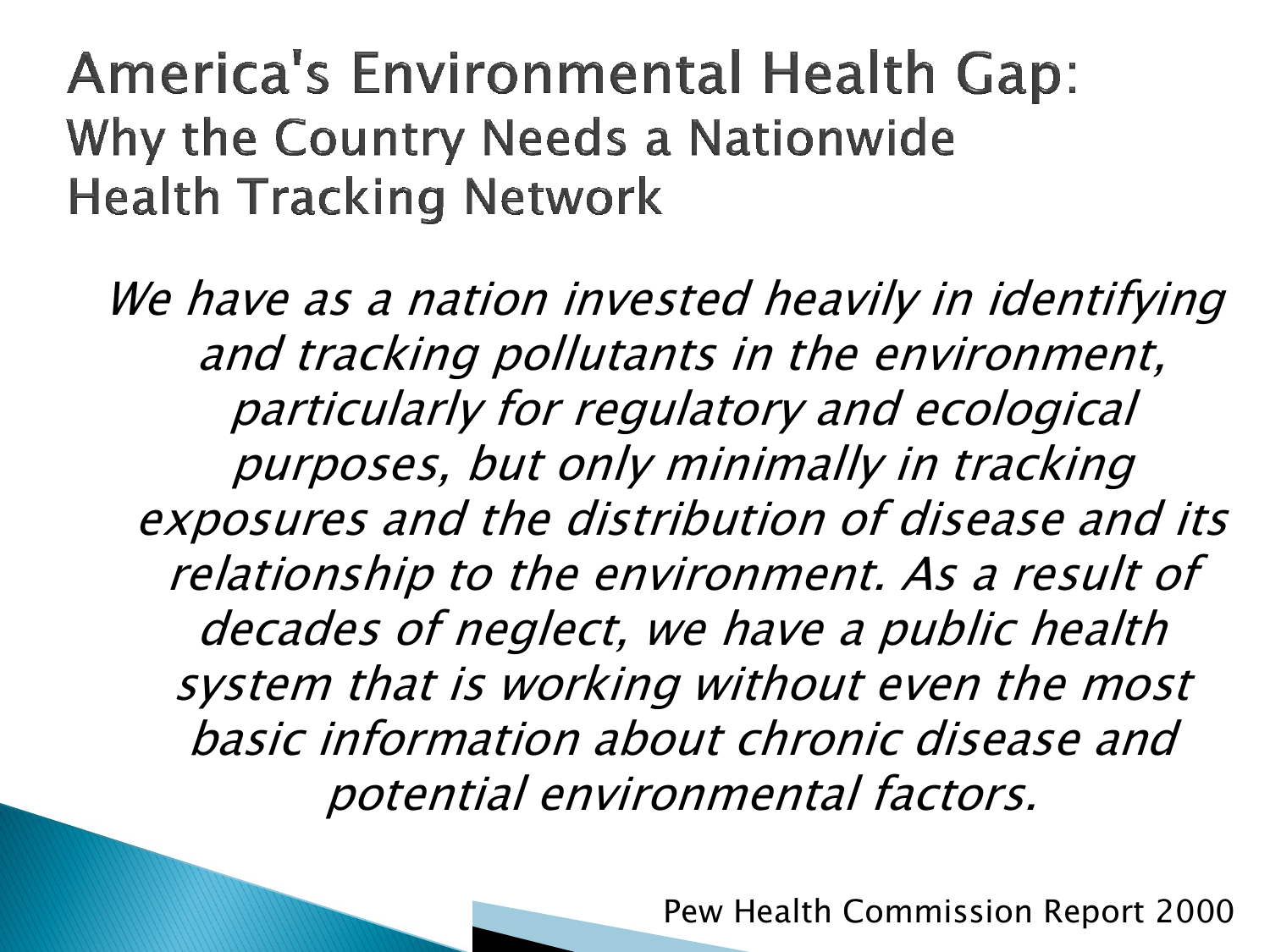# America's Environmental Health Gap:

## Why the Country Needs a Nationwide Health Tracking Network

*We have as a nation invested heavily in identifying and tracking pollutants in the environment, particularly for regulatory and ecological purposes, but only minimally in tracking exposures and the distribution of disease and its relationship to the environment. As a result of decades of neglect, we have a public health system that is working without even the most basic information about chronic disease and potential environmental factors.*

Pew Health Commission Report 2000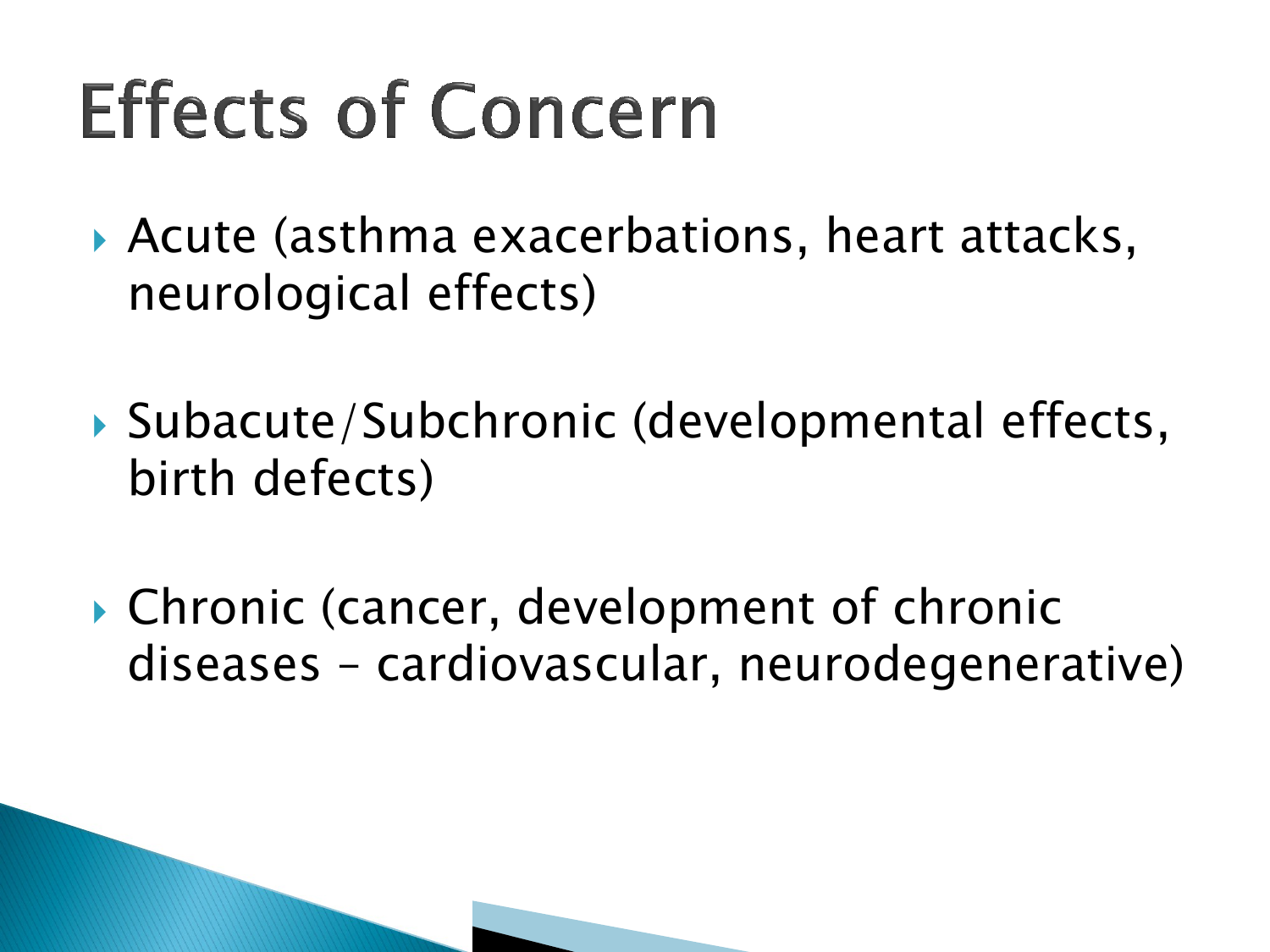# Effects of Concern

- Acute (asthma exacerbations, heart attacks, neurological effects)
- Subacute/Subchronic (developmental effects, birth defects)
- Chronic (cancer, development of chronic diseases – cardiovascular, neurodegenerative)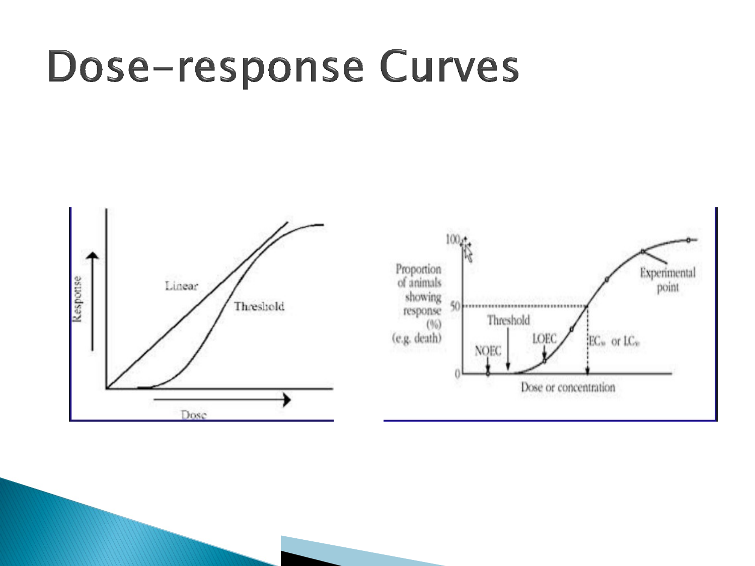# Dose-response Curves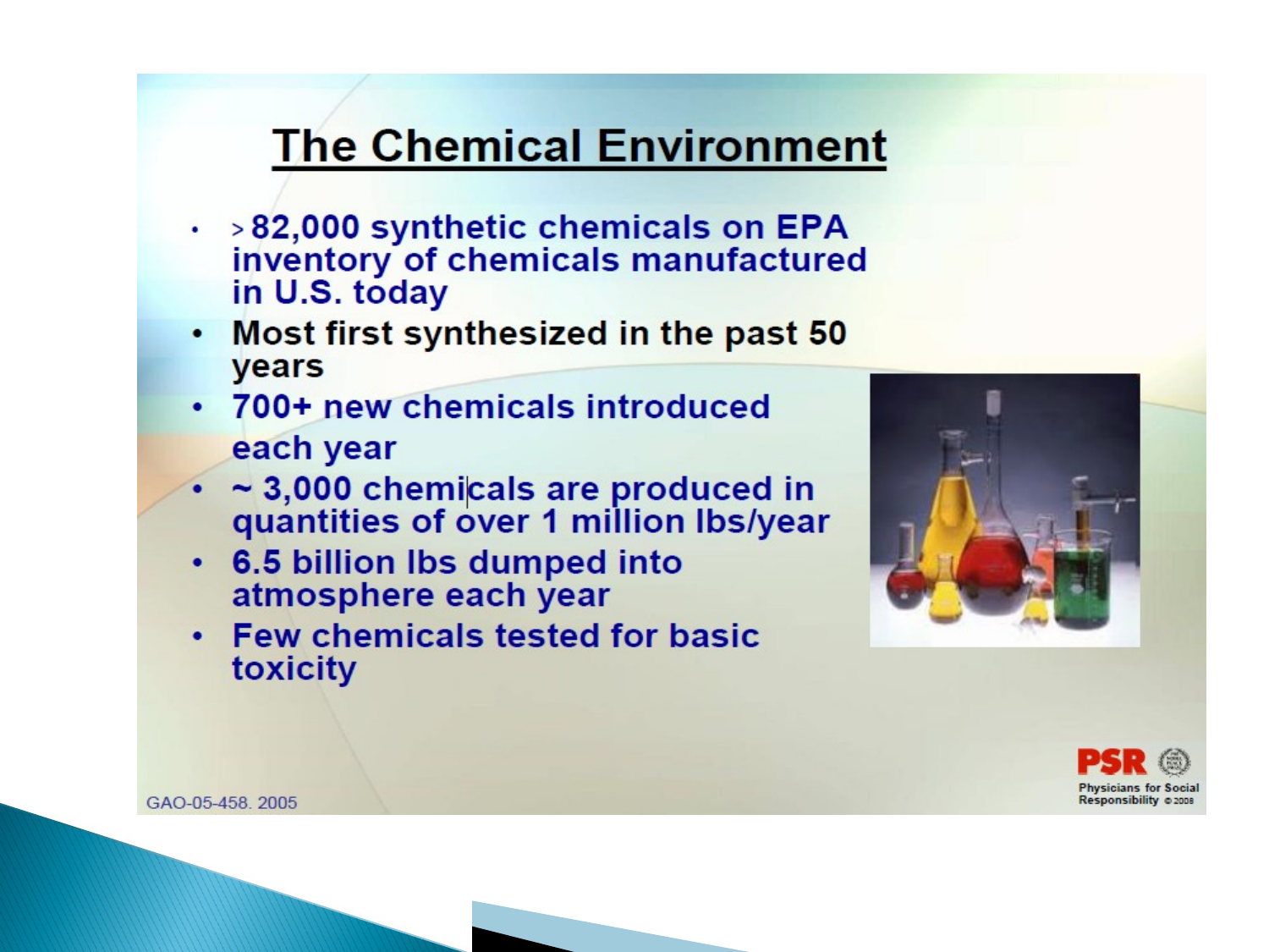# The Chemical Environment

- >82,000 synthetic chemicals on EPA inventory of chemicals manufactured in U.S. today
- Most first synthesized in the past 50 years
- 700+ new chemicals introduced each year
- ~ 3,000 chemicals are produced in quantities of over 1 million lbs/year
- 6.5 billion lbs dumped into atmosphere each year
- Few chemicals tested for basic toxicity

GAO-05-458. 2005

PSR Physicians for Social Responsibility ©2008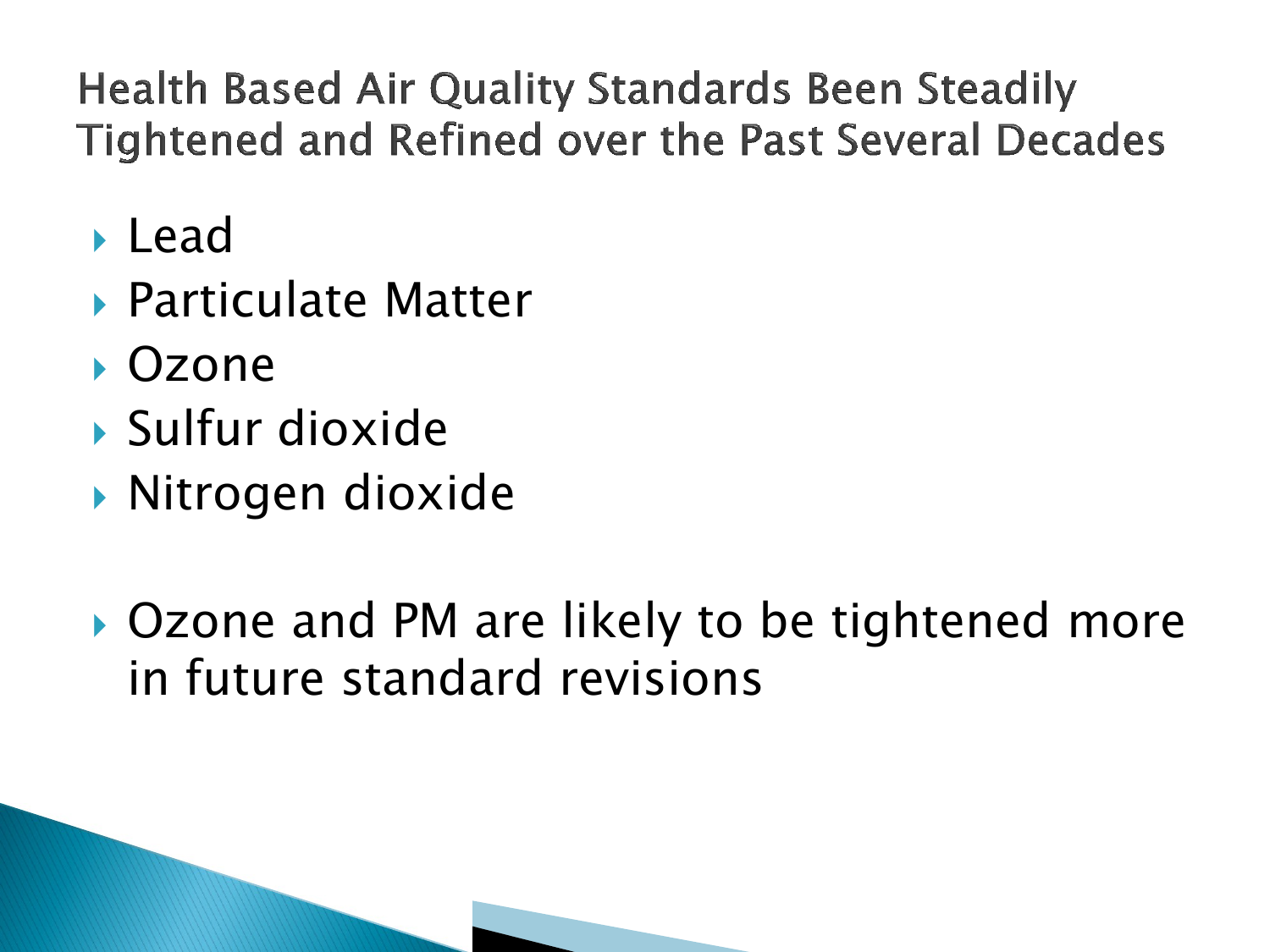# Health Based Air Quality Standards Been Steadily Tightened and Refined over the Past Several Decades

- Lead
- Particulate Matter
- Ozone
- Sulfur dioxide
- Nitrogen dioxide

- Ozone and PM are likely to be tightened more in future standard revisions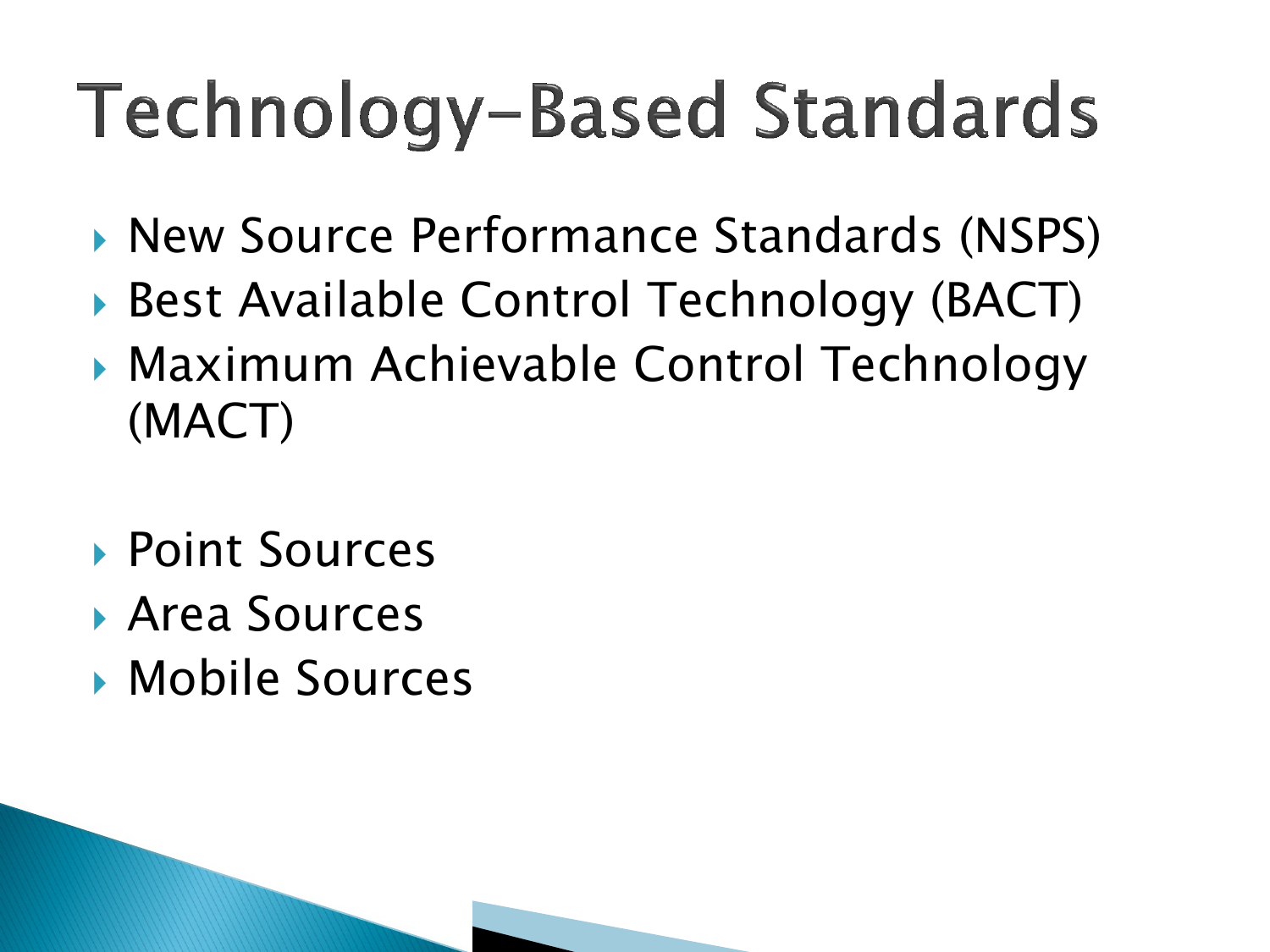# Technology-Based Standards

- New Source Performance Standards (NSPS)
- Best Available Control Technology (BACT)
- Maximum Achievable Control Technology (MACT)

- Point Sources
- Area Sources
- Mobile Sources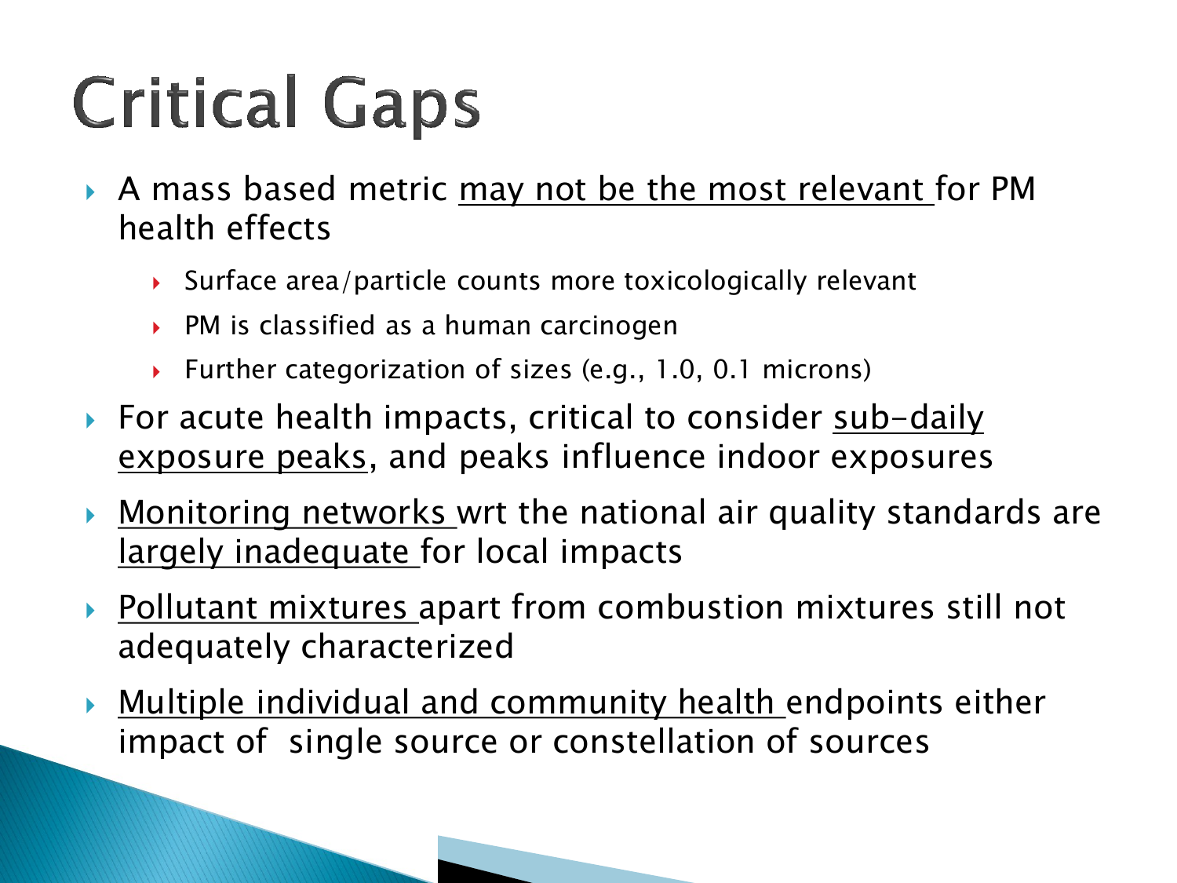# Critical Gaps

- A mass based metric <u>may not be the most relevant</u> for PM health effects
  - Surface area/particle counts more toxicologically relevant
  - PM is classified as a human carcinogen
  - Further categorization of sizes (e.g., 1.0, 0.1 microns)
- For acute health impacts, critical to consider <u>sub-daily exposure peaks</u>, and peaks influence indoor exposures
- <u>Monitoring networks</u> wrt the national air quality standards are <u>largely inadequate</u> for local impacts
- <u>Pollutant mixtures</u> apart from combustion mixtures still not adequately characterized
- <u>Multiple individual and community health</u> endpoints either impact of single source or constellation of sources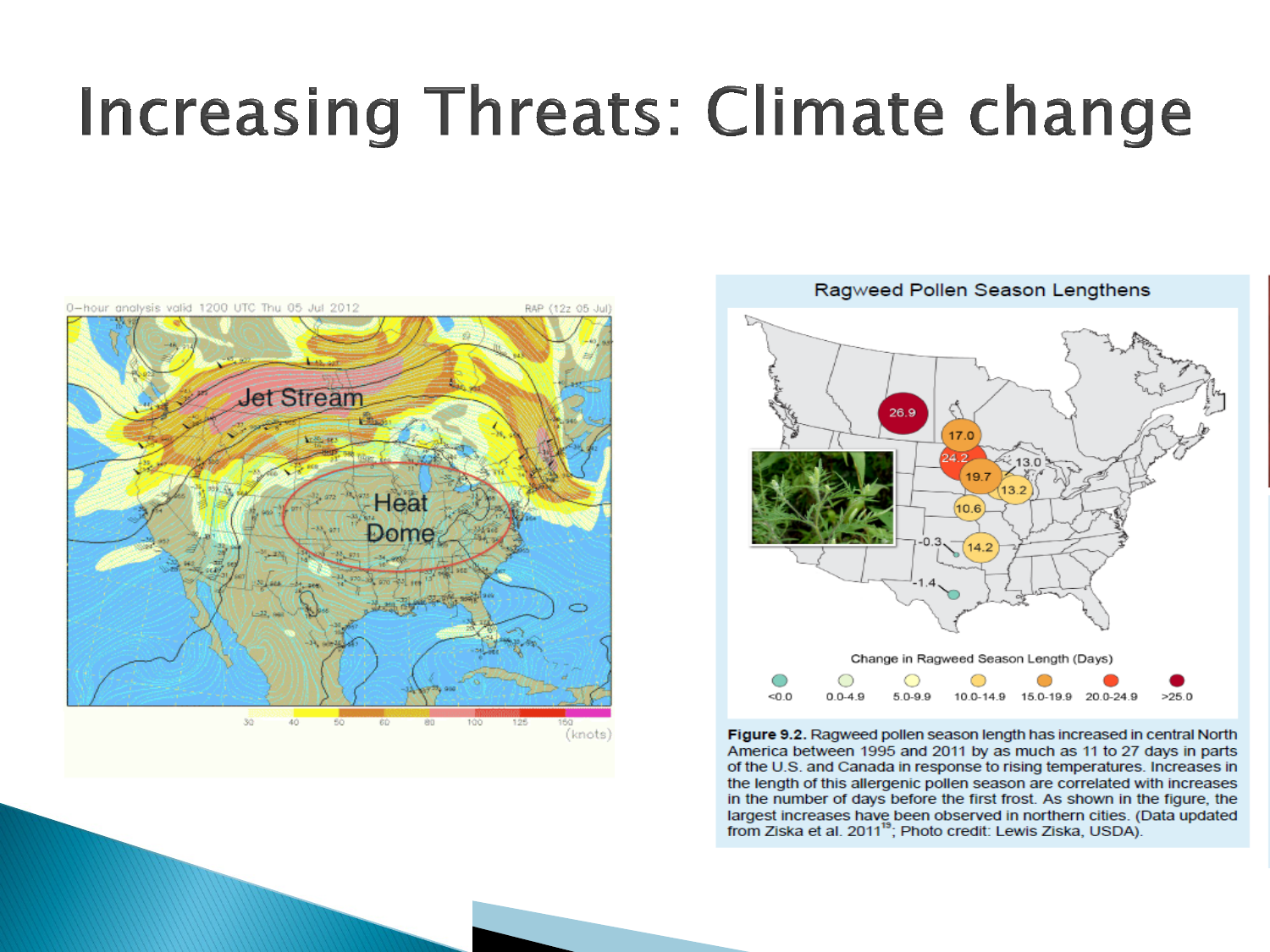# Increasing Threats: Climate change

Ragweed Pollen Season Lengthens

**Figure 9.2.** Ragweed pollen season length has increased in central North America between 1995 and 2011 by as much as 11 to 27 days in parts of the U.S. and Canada in response to rising temperatures. Increases in the length of this allergenic pollen season are correlated with increases in the number of days before the first frost. As shown in the figure, the largest increases have been observed in northern cities. (Data updated from Ziska et al. 2011[19]; Photo credit: Lewis Ziska, USDA).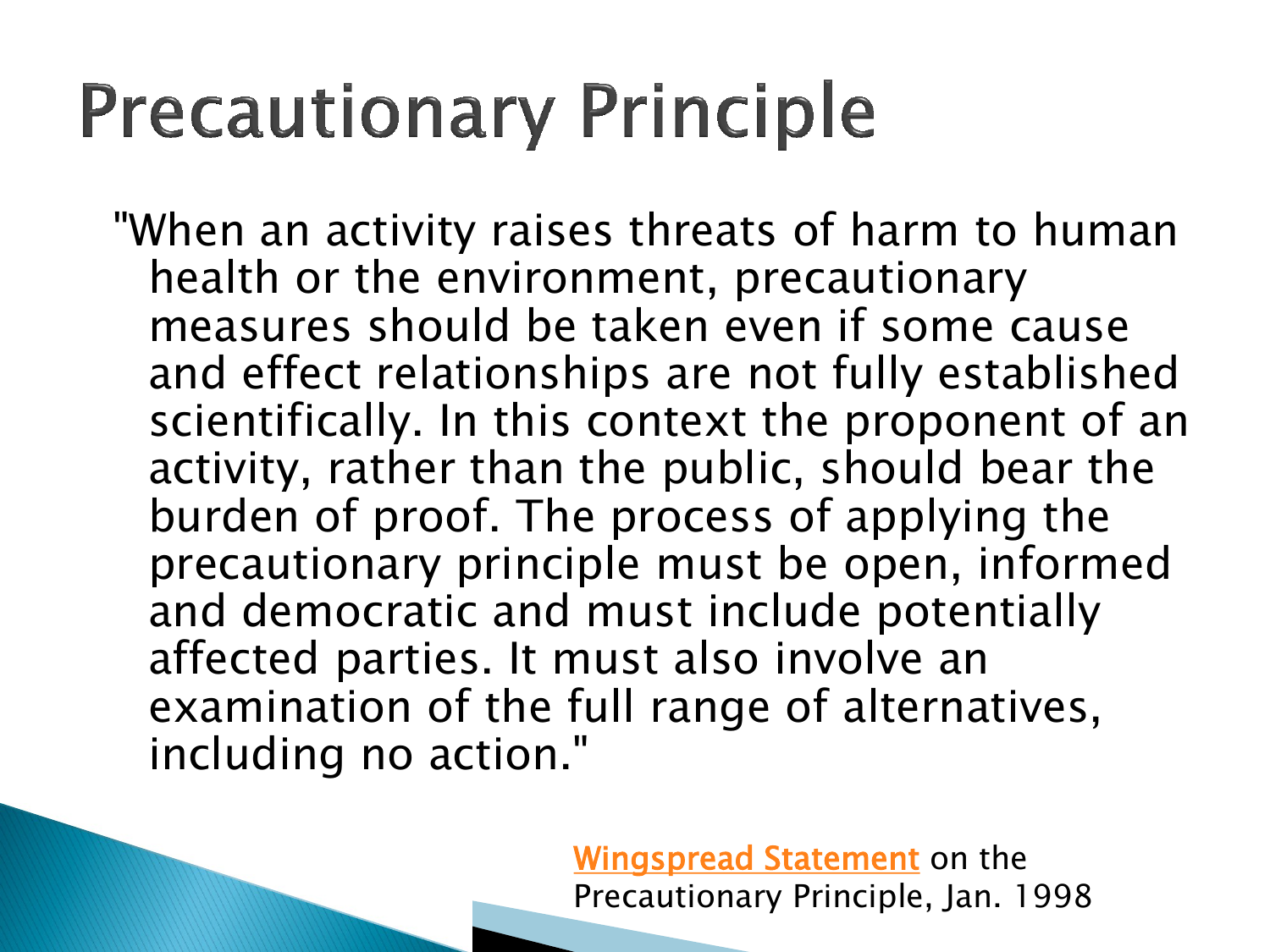# Precautionary Principle

"When an activity raises threats of harm to human health or the environment, precautionary measures should be taken even if some cause and effect relationships are not fully established scientifically. In this context the proponent of an activity, rather than the public, should bear the burden of proof. The process of applying the precautionary principle must be open, informed and democratic and must include potentially affected parties. It must also involve an examination of the full range of alternatives, including no action."

Wingspread Statement on the Precautionary Principle, Jan. 1998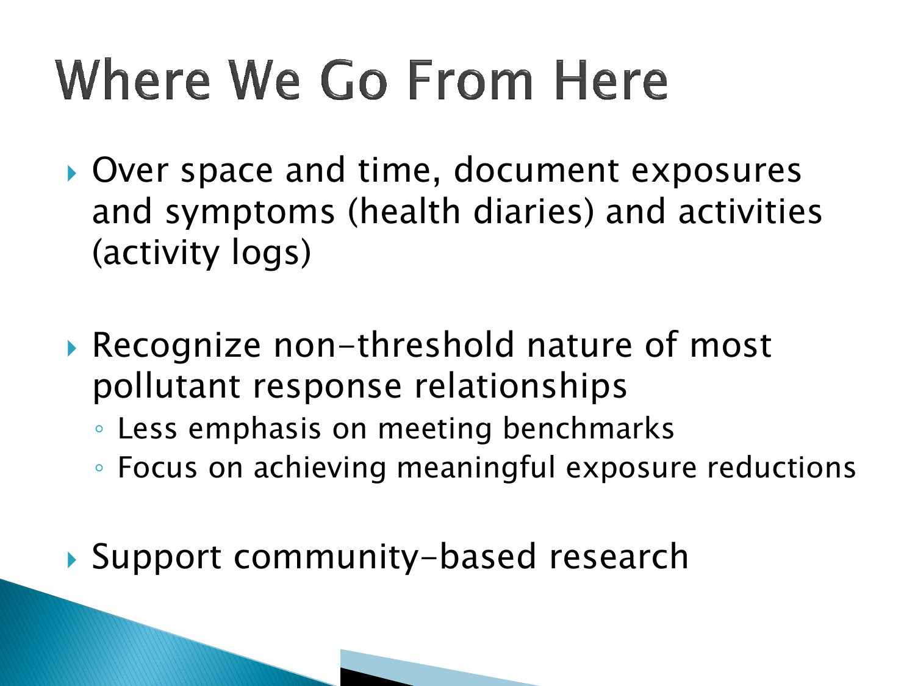# Where We Go From Here

- Over space and time, document exposures and symptoms (health diaries) and activities (activity logs)

- Recognize non-threshold nature of most pollutant response relationships
  - Less emphasis on meeting benchmarks
  - Focus on achieving meaningful exposure reductions

- Support community-based research